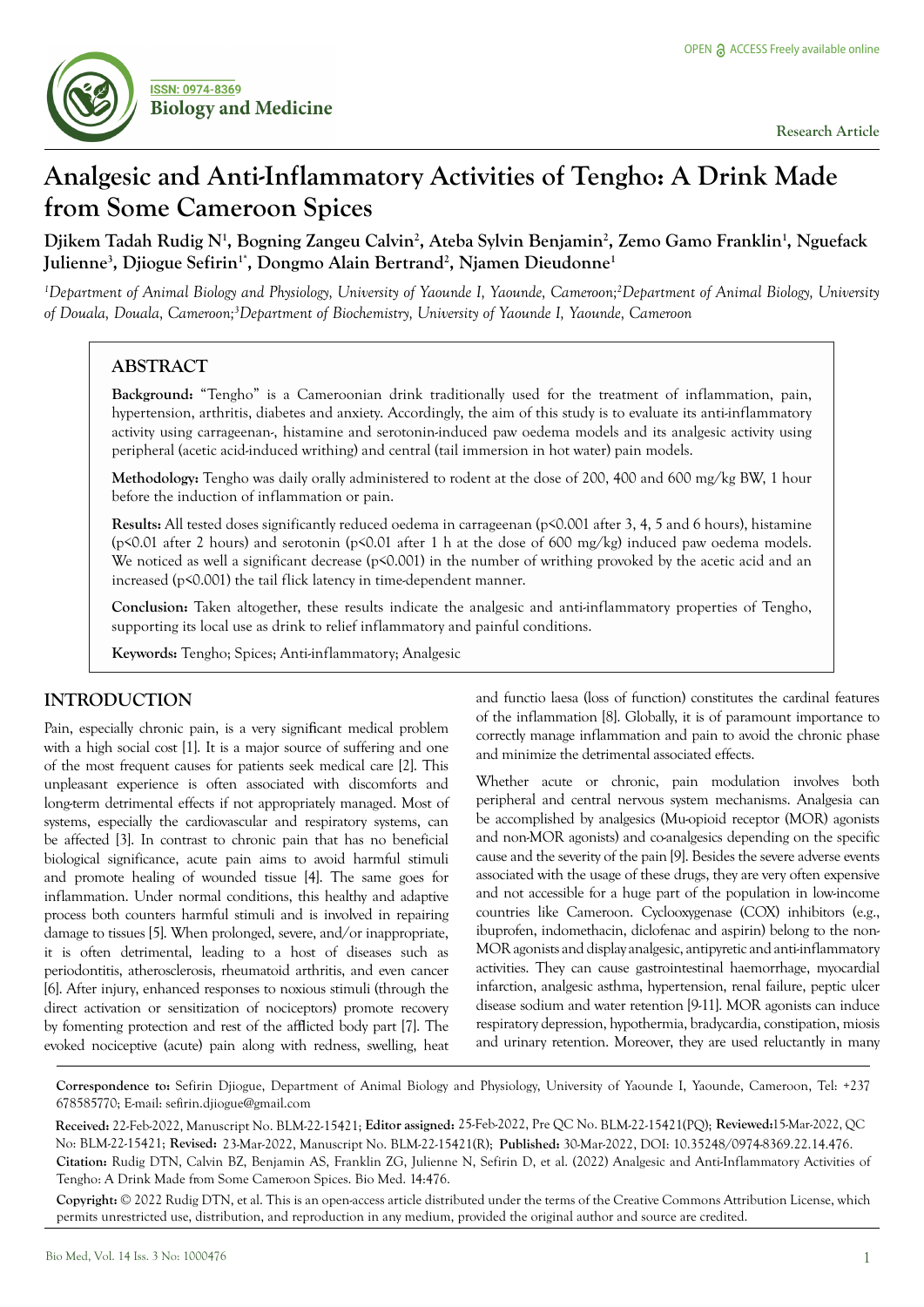# Analgesic and Anti-Inflammatory Activities of Tengho: A Drink Made from Some Cameroon Spices

**Djikem Tadah Rudig N[1], Bogning Zangeu Calvin[2], Ateba Sylvin Benjamin[2], Zemo Gamo Franklin[1], Nguefack Julienne[3], Djiogue Sefirin[1*], Dongmo Alain Bertrand[2], Njamen Dieudonne[1]**

*[1]Department of Animal Biology and Physiology, University of Yaounde I, Yaounde, Cameroon;[2]Department of Animal Biology, University of Douala, Douala, Cameroon;[3]Department of Biochemistry, University of Yaounde I, Yaounde, Cameroon*

## ABSTRACT

**Background:** "Tengho" is a Cameroonian drink traditionally used for the treatment of inflammation, pain, hypertension, arthritis, diabetes and anxiety. Accordingly, the aim of this study is to evaluate its anti-inflammatory activity using carrageenan-, histamine and serotonin-induced paw oedema models and its analgesic activity using peripheral (acetic acid-induced writhing) and central (tail immersion in hot water) pain models.

**Methodology:** Tengho was daily orally administered to rodent at the dose of 200, 400 and 600 mg/kg BW, 1 hour before the induction of inflammation or pain.

**Results:** All tested doses significantly reduced oedema in carrageenan ($p<0.001$ after 3, 4, 5 and 6 hours), histamine ($p<0.01$ after 2 hours) and serotonin ($p<0.01$ after 1 h at the dose of 600 mg/kg) induced paw oedema models. We noticed as well a significant decrease ($p<0.001$) in the number of writhing provoked by the acetic acid and an increased ($p<0.001$) the tail flick latency in time-dependent manner.

**Conclusion:** Taken altogether, these results indicate the analgesic and anti-inflammatory properties of Tengho, supporting its local use as drink to relief inflammatory and painful conditions.

**Keywords:** Tengho; Spices; Anti-inflammatory; Analgesic

## INTRODUCTION

Pain, especially chronic pain, is a very significant medical problem with a high social cost [1]. It is a major source of suffering and one of the most frequent causes for patients seek medical care [2]. This unpleasant experience is often associated with discomforts and long-term detrimental effects if not appropriately managed. Most of systems, especially the cardiovascular and respiratory systems, can be affected [3]. In contrast to chronic pain that has no beneficial biological significance, acute pain aims to avoid harmful stimuli and promote healing of wounded tissue [4]. The same goes for inflammation. Under normal conditions, this healthy and adaptive process both counters harmful stimuli and is involved in repairing damage to tissues [5]. When prolonged, severe, and/or inappropriate, it is often detrimental, leading to a host of diseases such as periodontitis, atherosclerosis, rheumatoid arthritis, and even cancer [6]. After injury, enhanced responses to noxious stimuli (through the direct activation or sensitization of nociceptors) promote recovery by fomenting protection and rest of the afflicted body part [7]. The evoked nociceptive (acute) pain along with redness, swelling, heat and functio laesa (loss of function) constitutes the cardinal features of the inflammation [8]. Globally, it is of paramount importance to correctly manage inflammation and pain to avoid the chronic phase and minimize the detrimental associated effects.

Whether acute or chronic, pain modulation involves both peripheral and central nervous system mechanisms. Analgesia can be accomplished by analgesics (Mu-opioid receptor (MOR) agonists and non-MOR agonists) and co-analgesics depending on the specific cause and the severity of the pain [9]. Besides the severe adverse events associated with the usage of these drugs, they are very often expensive and not accessible for a huge part of the population in low-income countries like Cameroon. Cyclooxygenase (COX) inhibitors (e.g., ibuprofen, indomethacin, diclofenac and aspirin) belong to the non-MOR agonists and display analgesic, antipyretic and anti-inflammatory activities. They can cause gastrointestinal haemorrhage, myocardial infarction, analgesic asthma, hypertension, renal failure, peptic ulcer disease sodium and water retention [9-11]. MOR agonists can induce respiratory depression, hypothermia, bradycardia, constipation, miosis and urinary retention. Moreover, they are used reluctantly in many

**Correspondence to:** Sefirin Djiogue, Department of Animal Biology and Physiology, University of Yaounde I, Yaounde, Cameroon, Tel: +237 678585770; E-mail: sefirin.djiogue@gmail.com

**Received:** 22-Feb-2022, Manuscript No. BLM-22-15421; **Editor assigned:** 25-Feb-2022, Pre QC No. BLM-22-15421(PQ); **Reviewed:** 15-Mar-2022, QC No: BLM-22-15421; **Revised:** 23-Mar-2022, Manuscript No. BLM-22-15421(R); **Published:** 30-Mar-2022, DOI: 10.35248/0974-8369.22.14.476.

**Citation:** Rudig DTN, Calvin BZ, Benjamin AS, Franklin ZG, Julienne N, Sefirin D, et al. (2022) Analgesic and Anti-Inflammatory Activities of Tengho: A Drink Made from Some Cameroon Spices. Bio Med. 14:476.

**Copyright:** © 2022 Rudig DTN, et al. This is an open-access article distributed under the terms of the Creative Commons Attribution License, which permits unrestricted use, distribution, and reproduction in any medium, provided the original author and source are credited.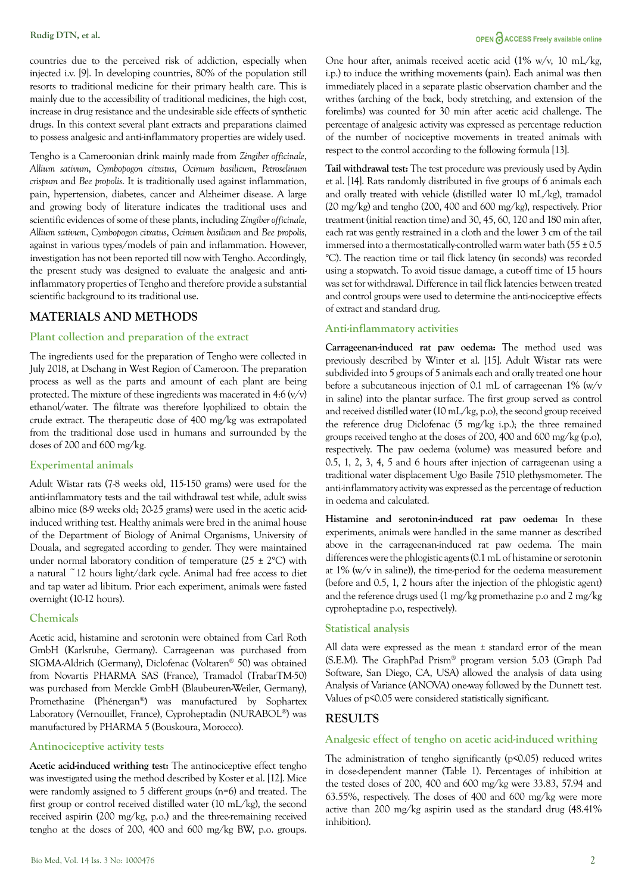countries due to the perceived risk of addiction, especially when injected i.v. [9]. In developing countries, 80% of the population still resorts to traditional medicine for their primary health care. This is mainly due to the accessibility of traditional medicines, the high cost, increase in drug resistance and the undesirable side effects of synthetic drugs. In this context several plant extracts and preparations claimed to possess analgesic and anti-inflammatory properties are widely used.

Tengho is a Cameroonian drink mainly made from *Zingiber officinale*, *Allium sativum*, *Cymbopogon citratus*, *Ocimum basilicum*, *Petroselinum crispum* and *Bee propolis*. It is traditionally used against inflammation, pain, hypertension, diabetes, cancer and Alzheimer disease. A large and growing body of literature indicates the traditional uses and scientific evidences of some of these plants, including *Zingiber officinale*, *Allium sativum*, *Cymbopogon citratus*, *Ocimum basilicum* and *Bee propolis*, against in various types/models of pain and inflammation. However, investigation has not been reported till now with Tengho. Accordingly, the present study was designed to evaluate the analgesic and anti-inflammatory properties of Tengho and therefore provide a substantial scientific background to its traditional use.

## MATERIALS AND METHODS

### Plant collection and preparation of the extract

The ingredients used for the preparation of Tengho were collected in July 2018, at Dschang in West Region of Cameroon. The preparation process as well as the parts and amount of each plant are being protected. The mixture of these ingredients was macerated in 4:6 (v/v) ethanol/water. The filtrate was therefore lyophilized to obtain the crude extract. The therapeutic dose of 400 mg/kg was extrapolated from the traditional dose used in humans and surrounded by the doses of 200 and 600 mg/kg.

### Experimental animals

Adult Wistar rats (7-8 weeks old, 115-150 grams) were used for the anti-inflammatory tests and the tail withdrawal test while, adult swiss albino mice (8-9 weeks old; 20-25 grams) were used in the acetic acid-induced writhing test. Healthy animals were bred in the animal house of the Department of Biology of Animal Organisms, University of Douala, and segregated according to gender. They were maintained under normal laboratory condition of temperature (25 ± 2°C) with a natural ~12 hours light/dark cycle. Animal had free access to diet and tap water ad libitum. Prior each experiment, animals were fasted overnight (10-12 hours).

### Chemicals

Acetic acid, histamine and serotonin were obtained from Carl Roth GmbH (Karlsruhe, Germany). Carrageenan was purchased from SIGMA-Aldrich (Germany), Diclofenac (Voltaren® 50) was obtained from Novartis PHARMA SAS (France), Tramadol (TrabarTM-50) was purchased from Merckle GmbH (Blaubeuren-Weiler, Germany), Promethazine (Phénergan®) was manufactured by Sophartex Laboratory (Vernouillet, France), Cyproheptadin (NURABOL®) was manufactured by PHARMA 5 (Bouskoura, Morocco).

### Antinociceptive activity tests

**Acetic acid-induced writhing test:** The antinociceptive effect tengho was investigated using the method described by Koster et al. [12]. Mice were randomly assigned to 5 different groups (n=6) and treated. The first group or control received distilled water (10 mL/kg), the second received aspirin (200 mg/kg, p.o.) and the three-remaining received tengho at the doses of 200, 400 and 600 mg/kg BW, p.o. groups. One hour after, animals received acetic acid (1% w/v, 10 mL/kg, i.p.) to induce the writhing movements (pain). Each animal was then immediately placed in a separate plastic observation chamber and the writhes (arching of the back, body stretching, and extension of the forelimbs) was counted for 30 min after acetic acid challenge. The percentage of analgesic activity was expressed as percentage reduction of the number of nociceptive movements in treated animals with respect to the control according to the following formula [13].

**Tail withdrawal test:** The test procedure was previously used by Aydin et al. [14]. Rats randomly distributed in five groups of 6 animals each and orally treated with vehicle (distilled water 10 mL/kg), tramadol (20 mg/kg) and tengho (200, 400 and 600 mg/kg), respectively. Prior treatment (initial reaction time) and 30, 45, 60, 120 and 180 min after, each rat was gently restrained in a cloth and the lower 3 cm of the tail immersed into a thermostatically-controlled warm water bath (55 ± 0.5 °C). The reaction time or tail flick latency (in seconds) was recorded using a stopwatch. To avoid tissue damage, a cut-off time of 15 hours was set for withdrawal. Difference in tail flick latencies between treated and control groups were used to determine the anti-nociceptive effects of extract and standard drug.

### Anti-inflammatory activities

**Carrageenan-induced rat paw oedema:** The method used was previously described by Winter et al. [15]. Adult Wistar rats were subdivided into 5 groups of 5 animals each and orally treated one hour before a subcutaneous injection of 0.1 mL of carrageenan 1% (w/v in saline) into the plantar surface. The first group served as control and received distilled water (10 mL/kg, p.o), the second group received the reference drug Diclofenac (5 mg/kg i.p.); the three remained groups received tengho at the doses of 200, 400 and 600 mg/kg (p.o), respectively. The paw oedema (volume) was measured before and 0.5, 1, 2, 3, 4, 5 and 6 hours after injection of carrageenan using a traditional water displacement Ugo Basile 7510 plethysmometer. The anti-inflammatory activity was expressed as the percentage of reduction in oedema and calculated.

**Histamine and serotonin-induced rat paw oedema:** In these experiments, animals were handled in the same manner as described above in the carrageenan-induced rat paw oedema. The main differences were the phlogistic agents (0.1 mL of histamine or serotonin at 1% (w/v in saline)), the time-period for the oedema measurement (before and 0.5, 1, 2 hours after the injection of the phlogistic agent) and the reference drugs used (1 mg/kg promethazine p.o and 2 mg/kg cyproheptadine p.o, respectively).

### Statistical analysis

All data were expressed as the mean ± standard error of the mean (S.E.M). The GraphPad Prism® program version 5.03 (Graph Pad Software, San Diego, CA, USA) allowed the analysis of data using Analysis of Variance (ANOVA) one-way followed by the Dunnett test. Values of $p<0.05$ were considered statistically significant.

## RESULTS

### Analgesic effect of tengho on acetic acid-induced writhing

The administration of tengho significantly ($p<0.05$) reduced writes in dose-dependent manner (Table 1). Percentages of inhibition at the tested doses of 200, 400 and 600 mg/kg were 33.83, 57.94 and 63.55%, respectively. The doses of 400 and 600 mg/kg were more active than 200 mg/kg aspirin used as the standard drug (48.41% inhibition).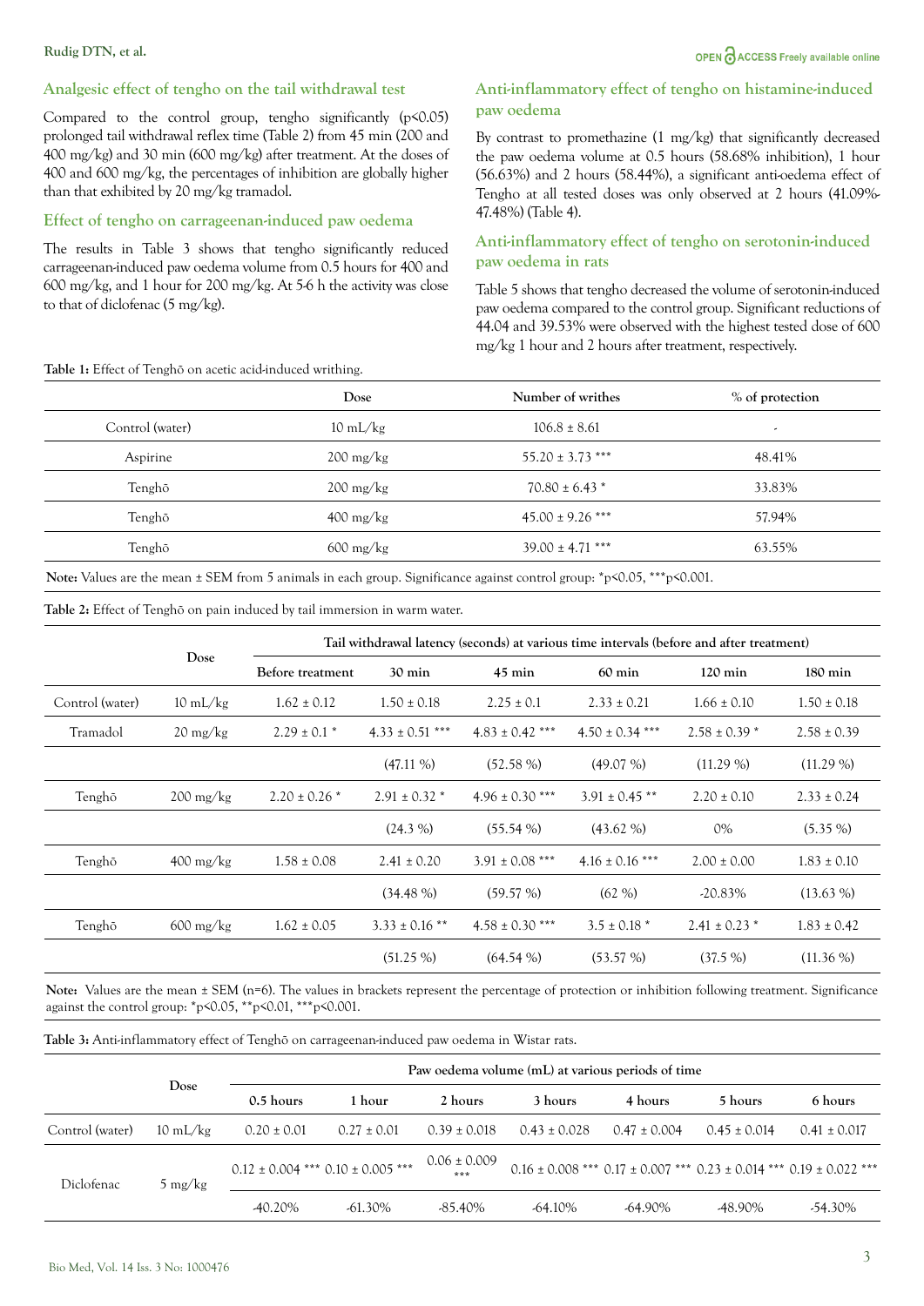## Analgesic effect of tengho on the tail withdrawal test

Compared to the control group, tengho significantly ($p<0.05$) prolonged tail withdrawal reflex time (Table 2) from 45 min (200 and 400 mg/kg) and 30 min (600 mg/kg) after treatment. At the doses of 400 and 600 mg/kg, the percentages of inhibition are globally higher than that exhibited by 20 mg/kg tramadol.

## Effect of tengho on carrageenan-induced paw oedema

The results in Table 3 shows that tengho significantly reduced carrageenan-induced paw oedema volume from 0.5 hours for 400 and 600 mg/kg, and 1 hour for 200 mg/kg. At 5-6 h the activity was close to that of diclofenac (5 mg/kg).

## Anti-inflammatory effect of tengho on histamine-induced paw oedema

By contrast to promethazine (1 mg/kg) that significantly decreased the paw oedema volume at 0.5 hours (58.68% inhibition), 1 hour (56.63%) and 2 hours (58.44%), a significant anti-oedema effect of Tengho at all tested doses was only observed at 2 hours (41.09%-47.48%) (Table 4).

## Anti-inflammatory effect of tengho on serotonin-induced paw oedema in rats

Table 5 shows that tengho decreased the volume of serotonin-induced paw oedema compared to the control group. Significant reductions of 44.04 and 39.53% were observed with the highest tested dose of 600 mg/kg 1 hour and 2 hours after treatment, respectively.

**Table 1:** Effect of Tenghō on acetic acid-induced writhing.

| | Dose | Number of writhes | % of protection |
|---|---|---|---|
| Control (water) | 10 mL/kg | 106.8 ± 8.61 | - |
| Aspirine | 200 mg/kg | 55.20 ± 3.73 *** | 48.41% |
| Tenghō | 200 mg/kg | 70.80 ± 6.43 * | 33.83% |
| Tenghō | 400 mg/kg | 45.00 ± 9.26 *** | 57.94% |
| Tenghō | 600 mg/kg | 39.00 ± 4.71 *** | 63.55% |

**Note:** Values are the mean ± SEM from 5 animals in each group. Significance against control group: *$p<0.05$, ***$p<0.001$.

**Table 2:** Effect of Tenghō on pain induced by tail immersion in warm water.

| | Dose | Tail withdrawal latency (seconds) at various time intervals (before and after treatment) | | | | | |
|---|---|---|---|---|---|---|---|
| | | Before treatment | 30 min | 45 min | 60 min | 120 min | 180 min |
| Control (water) | 10 mL/kg | 1.62 ± 0.12 | 1.50 ± 0.18 | 2.25 ± 0.1 | 2.33 ± 0.21 | 1.66 ± 0.10 | 1.50 ± 0.18 |
| Tramadol | 20 mg/kg | 2.29 ± 0.1 * | 4.33 ± 0.51 *** | 4.83 ± 0.42 *** | 4.50 ± 0.34 *** | 2.58 ± 0.39 * | 2.58 ± 0.39 |
| | | | (47.11 %) | (52.58 %) | (49.07 %) | (11.29 %) | (11.29 %) |
| Tenghō | 200 mg/kg | 2.20 ± 0.26 * | 2.91 ± 0.32 * | 4.96 ± 0.30 *** | 3.91 ± 0.45 ** | 2.20 ± 0.10 | 2.33 ± 0.24 |
| | | | (24.3 %) | (55.54 %) | (43.62 %) | 0% | (5.35 %) |
| Tenghō | 400 mg/kg | 1.58 ± 0.08 | 2.41 ± 0.20 | 3.91 ± 0.08 *** | 4.16 ± 0.16 *** | 2.00 ± 0.00 | 1.83 ± 0.10 |
| | | | (34.48 %) | (59.57 %) | (62 %) | -20.83% | (13.63 %) |
| Tenghō | 600 mg/kg | 1.62 ± 0.05 | 3.33 ± 0.16 ** | 4.58 ± 0.30 *** | 3.5 ± 0.18 * | 2.41 ± 0.23 * | 1.83 ± 0.42 |
| | | | (51.25 %) | (64.54 %) | (53.57 %) | (37.5 %) | (11.36 %) |

**Note:** Values are the mean ± SEM (n=6). The values in brackets represent the percentage of protection or inhibition following treatment. Significance against the control group: *$p<0.05$, **$p<0.01$, ***$p<0.001$.

**Table 3:** Anti-inflammatory effect of Tenghō on carrageenan-induced paw oedema in Wistar rats.

| | Dose | Paw oedema volume (mL) at various periods of time | | | | | | |
|---|---|---|---|---|---|---|---|---|
| | | 0.5 hours | 1 hour | 2 hours | 3 hours | 4 hours | 5 hours | 6 hours |
| Control (water) | 10 mL/kg | 0.20 ± 0.01 | 0.27 ± 0.01 | 0.39 ± 0.018 | 0.43 ± 0.028 | 0.47 ± 0.004 | 0.45 ± 0.014 | 0.41 ± 0.017 |
| Diclofenac | 5 mg/kg | 0.12 ± 0.004 *** | 0.10 ± 0.005 *** | 0.06 ± 0.009 *** | 0.16 ± 0.008 *** | 0.17 ± 0.007 *** | 0.23 ± 0.014 *** | 0.19 ± 0.022 *** |
| | | -40.20% | -61.30% | -85.40% | -64.10% | -64.90% | -48.90% | -54.30% |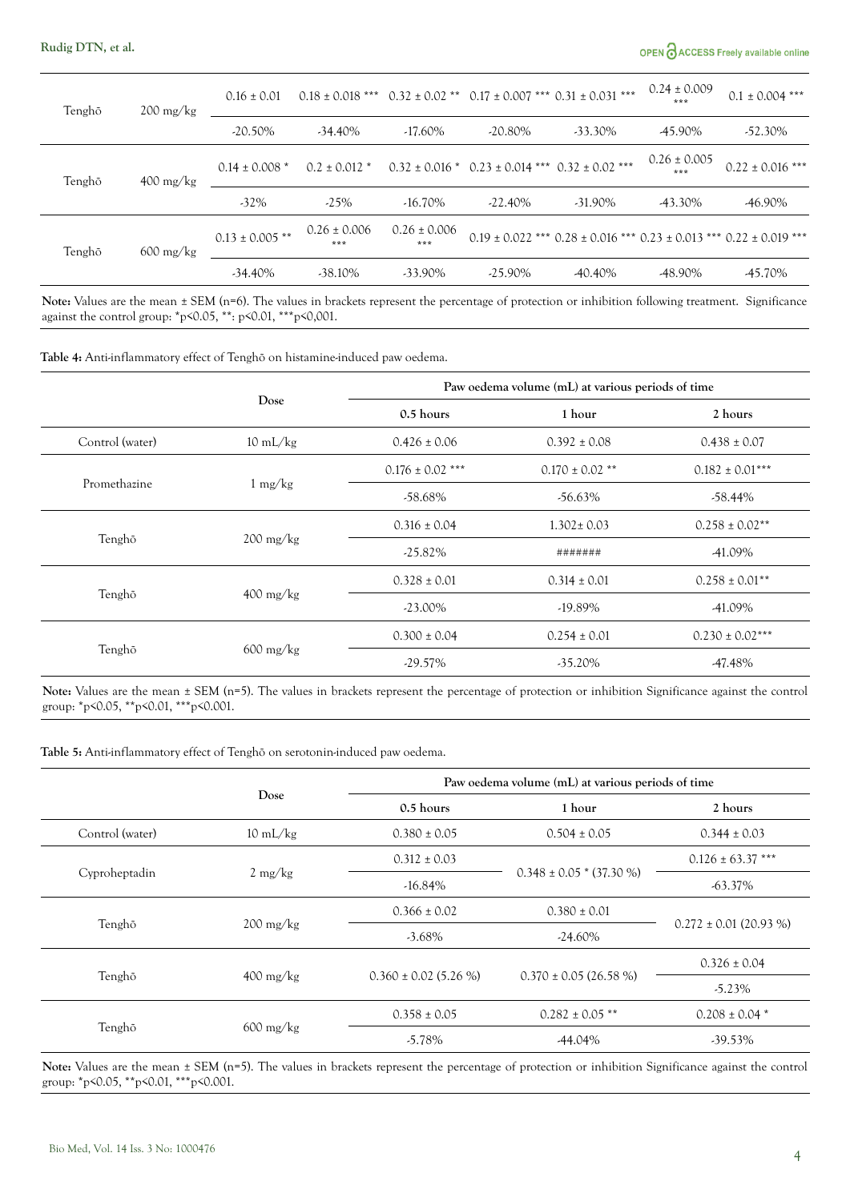| Tenghō | 200 mg/kg | 0.16 ± 0.01 | 0.18 ± 0.018 *** | 0.32 ± 0.02 ** | 0.17 ± 0.007 *** | 0.31 ± 0.031 *** | 0.24 ± 0.009 *** | 0.1 ± 0.004 *** |
|---|---|---|---|---|---|---|---|---|
| | | -20.50% | -34.40% | -17.60% | -20.80% | -33.30% | -45.90% | -52.30% |
| Tenghō | 400 mg/kg | 0.14 ± 0.008 * | 0.2 ± 0.012 * | 0.32 ± 0.016 * | 0.23 ± 0.014 *** | 0.32 ± 0.02 *** | 0.26 ± 0.005 *** | 0.22 ± 0.016 *** |
| | | -32% | -25% | -16.70% | -22.40% | -31.90% | -43.30% | -46.90% |
| Tenghō | 600 mg/kg | 0.13 ± 0.005 ** | 0.26 ± 0.006 *** | 0.26 ± 0.006 *** | 0.19 ± 0.022 *** | 0.28 ± 0.016 *** | 0.23 ± 0.013 *** | 0.22 ± 0.019 *** |
| | | -34.40% | -38.10% | -33.90% | -25.90% | -40.40% | -48.90% | -45.70% |

**Note:** Values are the mean ± SEM (n=6). The values in brackets represent the percentage of protection or inhibition following treatment. Significance against the control group: *p<0.05, **: p<0.01, ***p<0,001.

**Table 4:** Anti-inflammatory effect of Tenghō on histamine-induced paw oedema.

| | Dose | Paw oedema volume (mL) at various periods of time | | |
|---|---|---|---|---|
| | | 0.5 hours | 1 hour | 2 hours |
| Control (water) | 10 mL/kg | 0.426 ± 0.06 | 0.392 ± 0.08 | 0.438 ± 0.07 |
| Promethazine | 1 mg/kg | 0.176 ± 0.02 *** | 0.170 ± 0.02 ** | 0.182 ± 0.01*** |
| | | -58.68% | -56.63% | -58.44% |
| Tenghō | 200 mg/kg | 0.316 ± 0.04 | 1.302± 0.03 | 0.258 ± 0.02** |
| | | -25.82% | ####### | -41.09% |
| Tenghō | 400 mg/kg | 0.328 ± 0.01 | 0.314 ± 0.01 | 0.258 ± 0.01** |
| | | -23.00% | -19.89% | -41.09% |
| Tenghō | 600 mg/kg | 0.300 ± 0.04 | 0.254 ± 0.01 | 0.230 ± 0.02*** |
| | | -29.57% | -35.20% | -47.48% |

**Note:** Values are the mean ± SEM (n=5). The values in brackets represent the percentage of protection or inhibition Significance against the control group: *p<0.05, **p<0.01, ***p<0.001.

**Table 5:** Anti-inflammatory effect of Tenghō on serotonin-induced paw oedema.

| | Dose | Paw oedema volume (mL) at various periods of time | | |
|---|---|---|---|---|
| | | 0.5 hours | 1 hour | 2 hours |
| Control (water) | 10 mL/kg | 0.380 ± 0.05 | 0.504 ± 0.05 | 0.344 ± 0.03 |
| Cyproheptadin | 2 mg/kg | 0.312 ± 0.03 | 0.348 ± 0.05 * (37.30 %) | 0.126 ± 63.37 *** |
| | | -16.84% | | -63.37% |
| Tenghō | 200 mg/kg | 0.366 ± 0.02 | 0.380 ± 0.01 | 0.272 ± 0.01 (20.93 %) |
| | | -3.68% | -24.60% | |
| Tenghō | 400 mg/kg | 0.360 ± 0.02 (5.26 %) | 0.370 ± 0.05 (26.58 %) | 0.326 ± 0.04 |
| | | | | -5.23% |
| Tenghō | 600 mg/kg | 0.358 ± 0.05 | 0.282 ± 0.05 ** | 0.208 ± 0.04 * |
| | | -5.78% | -44.04% | -39.53% |

**Note:** Values are the mean ± SEM (n=5). The values in brackets represent the percentage of protection or inhibition Significance against the control group: *p<0.05, **p<0.01, ***p<0.001.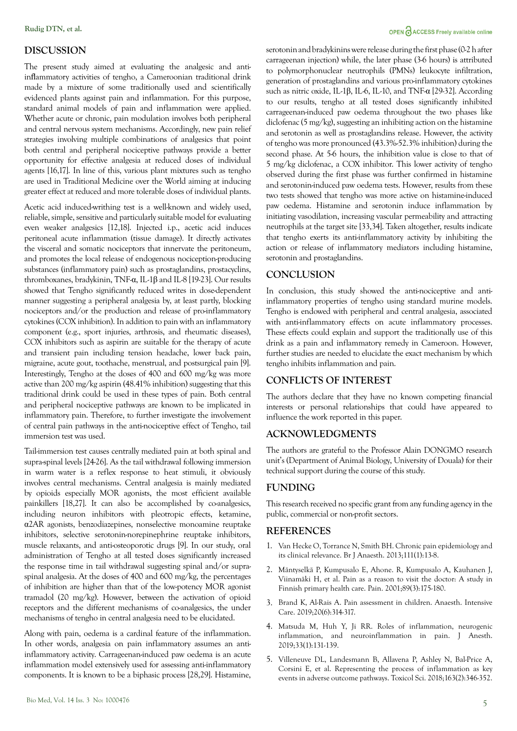## DISCUSSION

The present study aimed at evaluating the analgesic and anti-inflammatory activities of tengho, a Cameroonian traditional drink made by a mixture of some traditionally used and scientifically evidenced plants against pain and inflammation. For this purpose, standard animal models of pain and inflammation were applied. Whether acute or chronic, pain modulation involves both peripheral and central nervous system mechanisms. Accordingly, new pain relief strategies involving multiple combinations of analgesics that point both central and peripheral nociceptive pathways provide a better opportunity for effective analgesia at reduced doses of individual agents [16,17]. In line of this, various plant mixtures such as tengho are used in Traditional Medicine over the World aiming at inducing greater effect at reduced and more tolerable doses of individual plants.

Acetic acid induced-writhing test is a well-known and widely used, reliable, simple, sensitive and particularly suitable model for evaluating even weaker analgesics [12,18]. Injected i.p., acetic acid induces peritoneal acute inflammation (tissue damage). It directly activates the visceral and somatic nociceptors that innervate the peritoneum, and promotes the local release of endogenous nociception-producing substances (inflammatory pain) such as prostaglandins, prostacyclins, thromboxanes, bradykinin, TNF-α, IL-1β and IL-8 [19-23]. Our results showed that Tengho significantly reduced writes in dose-dependent manner suggesting a peripheral analgesia by, at least partly, blocking nociceptors and/or the production and release of pro-inflammatory cytokines (COX inhibition). In addition to pain with an inflammatory component (e.g., sport injuries, arthrosis, and rheumatic diseases), COX inhibitors such as aspirin are suitable for the therapy of acute and transient pain including tension headache, lower back pain, migraine, acute gout, toothache, menstrual, and postsurgical pain [9]. Interestingly, Tengho at the doses of 400 and 600 mg/kg was more active than 200 mg/kg aspirin (48.41% inhibition) suggesting that this traditional drink could be used in these types of pain. Both central and peripheral nociceptive pathways are known to be implicated in inflammatory pain. Therefore, to further investigate the involvement of central pain pathways in the anti-nociceptive effect of Tengho, tail immersion test was used.

Tail-immersion test causes centrally mediated pain at both spinal and supra-spinal levels [24-26]. As the tail withdrawal following immersion in warm water is a reflex response to heat stimuli, it obviously involves central mechanisms. Central analgesia is mainly mediated by opioids especially MOR agonists, the most efficient available painkillers [18,27]. It can also be accomplished by co-analgesics, including neuron inhibitors with pleotropic effects, ketamine, α2AR agonists, benzodiazepines, nonselective monoamine reuptake inhibitors, selective serotonin-norepinephrine reuptake inhibitors, muscle relaxants, and anti-osteoporotic drugs [9]. In our study, oral administration of Tengho at all tested doses significantly increased the response time in tail withdrawal suggesting spinal and/or supra-spinal analgesia. At the doses of 400 and 600 mg/kg, the percentages of inhibition are higher than that of the low-potency MOR agonist tramadol (20 mg/kg). However, between the activation of opioid receptors and the different mechanisms of co-analgesics, the under mechanisms of tengho in central analgesia need to be elucidated.

Along with pain, oedema is a cardinal feature of the inflammation. In other words, analgesia on pain inflammatory assumes an anti-inflammatory activity. Carrageenan-induced paw oedema is an acute inflammation model extensively used for assessing anti-inflammatory components. It is known to be a biphasic process [28,29]. Histamine, serotonin and bradykinins were release during the first phase (0-2 h after carrageenan injection) while, the later phase (3-6 hours) is attributed to polymorphonuclear neutrophils (PMNs) leukocyte infiltration, generation of prostaglandins and various pro-inflammatory cytokines such as nitric oxide, IL-1β, IL-6, IL-10, and TNF-α [29-32]. According to our results, tengho at all tested doses significantly inhibited carrageenan-induced paw oedema throughout the two phases like diclofenac (5 mg/kg), suggesting an inhibiting action on the histamine and serotonin as well as prostaglandins release. However, the activity of tengho was more pronounced (43.3%-52.3% inhibition) during the second phase. At 5-6 hours, the inhibition value is close to that of 5 mg/kg diclofenac, a COX inhibitor. This lower activity of tengho observed during the first phase was further confirmed in histamine and serotonin-induced paw oedema tests. However, results from these two tests showed that tengho was more active on histamine-induced paw oedema. Histamine and serotonin induce inflammation by initiating vasodilation, increasing vascular permeability and attracting neutrophils at the target site [33,34]. Taken altogether, results indicate that tengho exerts its anti-inflammatory activity by inhibiting the action or release of inflammatory mediators including histamine, serotonin and prostaglandins.

## CONCLUSION

In conclusion, this study showed the anti-nociceptive and anti-inflammatory properties of tengho using standard murine models. Tengho is endowed with peripheral and central analgesia, associated with anti-inflammatory effects on acute inflammatory processes. These effects could explain and support the traditionally use of this drink as a pain and inflammatory remedy in Cameroon. However, further studies are needed to elucidate the exact mechanism by which tengho inhibits inflammation and pain.

## CONFLICTS OF INTEREST

The authors declare that they have no known competing financial interests or personal relationships that could have appeared to influence the work reported in this paper.

## ACKNOWLEDGMENTS

The authors are grateful to the Professor Alain DONGMO research unit's (Department of Animal Biology, University of Douala) for their technical support during the course of this study.

## FUNDING

This research received no specific grant from any funding agency in the public, commercial or non-profit sectors.

## REFERENCES

1. Van Hecke O, Torrance N, Smith BH. Chronic pain epidemiology and its clinical relevance. Br J Anaesth. 2013;111(1):13-8.
2. Mäntyselkä P, Kumpusalo E, Ahone. R, Kumpusalo A, Kauhanen J, Viinamäki H, et al. Pain as a reason to visit the doctor: A study in Finnish primary health care. Pain. 2001;89(3):175-180.
3. Brand K, Al-Rais A. Pain assessment in children. Anaesth. Intensive Care. 2019;20(6):314-317.
4. Matsuda M, Huh Y, Ji RR. Roles of inflammation, neurogenic inflammation, and neuroinflammation in pain. J Anesth. 2019;33(1):131-139.
5. Villeneuve DL, Landesmann B, Allavena P, Ashley N, Bal-Price A, Corsini E, et al. Representing the process of inflammation as key events in adverse outcome pathways. Toxicol Sci. 2018;163(2):346-352.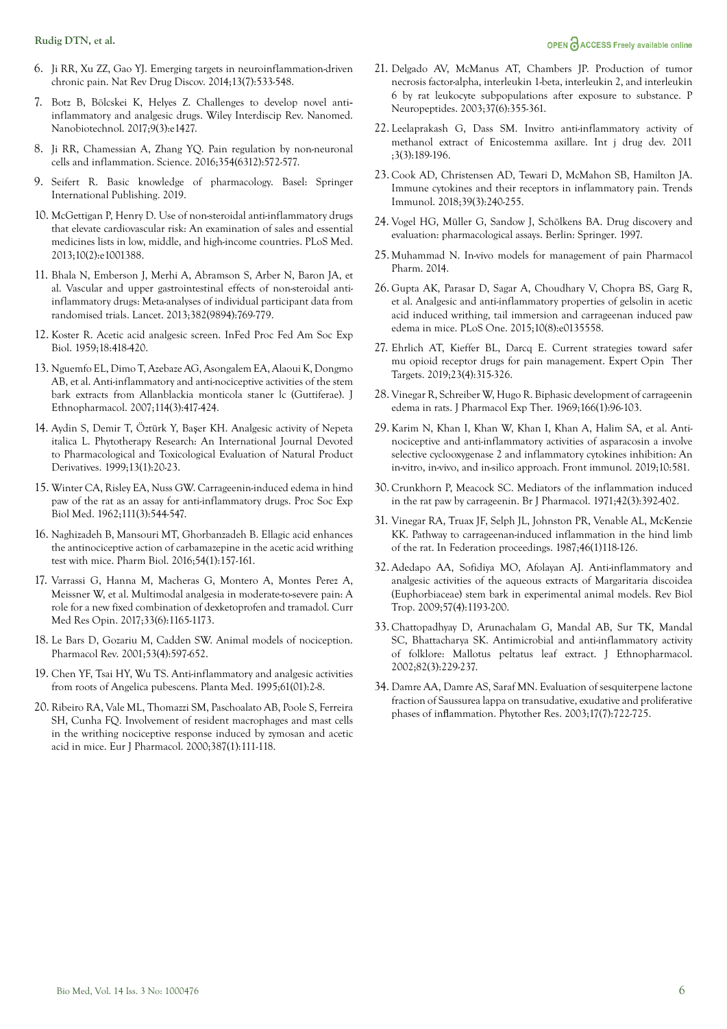6. Ji RR, Xu ZZ, Gao YJ. Emerging targets in neuroinflammation-driven chronic pain. Nat Rev Drug Discov. 2014;13(7):533-548.

7. Botz B, Bölcskei K, Helyes Z. Challenges to develop novel anti-inflammatory and analgesic drugs. Wiley Interdiscip Rev. Nanomed. Nanobiotechnol. 2017;9(3):e1427.

8. Ji RR, Chamessian A, Zhang YQ. Pain regulation by non-neuronal cells and inflammation. Science. 2016;354(6312):572-577.

9. Seifert R. Basic knowledge of pharmacology. Basel: Springer International Publishing. 2019.

10. McGettigan P, Henry D. Use of non-steroidal anti-inflammatory drugs that elevate cardiovascular risk: An examination of sales and essential medicines lists in low, middle, and high-income countries. PLoS Med. 2013;10(2):e1001388.

11. Bhala N, Emberson J, Merhi A, Abramson S, Arber N, Baron JA, et al. Vascular and upper gastrointestinal effects of non-steroidal anti-inflammatory drugs: Meta-analyses of individual participant data from randomised trials. Lancet. 2013;382(9894):769-779.

12. Koster R. Acetic acid analgesic screen. InFed Proc Fed Am Soc Exp Biol. 1959;18:418-420.

13. Nguemfo EL, Dimo T, Azebaze AG, Asongalem EA, Alaoui K, Dongmo AB, et al. Anti-inflammatory and anti-nociceptive activities of the stem bark extracts from Allanblackia monticola staner lc (Guttiferae). J Ethnopharmacol. 2007;114(3):417-424.

14. Aydin S, Demir T, Öztürk Y, Başer KH. Analgesic activity of Nepeta italica L. Phytotherapy Research: An International Journal Devoted to Pharmacological and Toxicological Evaluation of Natural Product Derivatives. 1999;13(1):20-23.

15. Winter CA, Risley EA, Nuss GW. Carrageenin-induced edema in hind paw of the rat as an assay for anti-inflammatory drugs. Proc Soc Exp Biol Med. 1962;111(3):544-547.

16. Naghizadeh B, Mansouri MT, Ghorbanzadeh B. Ellagic acid enhances the antinociceptive action of carbamazepine in the acetic acid writhing test with mice. Pharm Biol. 2016;54(1):157-161.

17. Varrassi G, Hanna M, Macheras G, Montero A, Montes Perez A, Meissner W, et al. Multimodal analgesia in moderate-to-severe pain: A role for a new fixed combination of dexketoprofen and tramadol. Curr Med Res Opin. 2017;33(6):1165-1173.

18. Le Bars D, Gozariu M, Cadden SW. Animal models of nociception. Pharmacol Rev. 2001;53(4):597-652.

19. Chen YF, Tsai HY, Wu TS. Anti-inflammatory and analgesic activities from roots of Angelica pubescens. Planta Med. 1995;61(01):2-8.

20. Ribeiro RA, Vale ML, Thomazzi SM, Paschoalato AB, Poole S, Ferreira SH, Cunha FQ. Involvement of resident macrophages and mast cells in the writhing nociceptive response induced by zymosan and acetic acid in mice. Eur J Pharmacol. 2000;387(1):111-118.

21. Delgado AV, McManus AT, Chambers JP. Production of tumor necrosis factor-alpha, interleukin 1-beta, interleukin 2, and interleukin 6 by rat leukocyte subpopulations after exposure to substance. P Neuropeptides. 2003;37(6):355-361.

22. Leelaprakash G, Dass SM. Invitro anti-inflammatory activity of methanol extract of Enicostemma axillare. Int j drug dev. 2011 ;3(3):189-196.

23. Cook AD, Christensen AD, Tewari D, McMahon SB, Hamilton JA. Immune cytokines and their receptors in inflammatory pain. Trends Immunol. 2018;39(3):240-255.

24. Vogel HG, Müller G, Sandow J, Schölkens BA. Drug discovery and evaluation: pharmacological assays. Berlin: Springer. 1997.

25. Muhammad N. In-vivo models for management of pain Pharmacol Pharm. 2014.

26. Gupta AK, Parasar D, Sagar A, Choudhary V, Chopra BS, Garg R, et al. Analgesic and anti-inflammatory properties of gelsolin in acetic acid induced writhing, tail immersion and carrageenan induced paw edema in mice. PLoS One. 2015;10(8):e0135558.

27. Ehrlich AT, Kieffer BL, Darcq E. Current strategies toward safer mu opioid receptor drugs for pain management. Expert Opin Ther Targets. 2019;23(4):315-326.

28. Vinegar R, Schreiber W, Hugo R. Biphasic development of carrageenin edema in rats. J Pharmacol Exp Ther. 1969;166(1):96-103.

29. Karim N, Khan I, Khan W, Khan I, Khan A, Halim SA, et al. Anti-nociceptive and anti-inflammatory activities of asparacosin a involve selective cyclooxygenase 2 and inflammatory cytokines inhibition: An in-vitro, in-vivo, and in-silico approach. Front immunol. 2019;10:581.

30. Crunkhorn P, Meacock SC. Mediators of the inflammation induced in the rat paw by carrageenin. Br J Pharmacol. 1971;42(3):392-402.

31. Vinegar RA, Truax JF, Selph JL, Johnston PR, Venable AL, McKenzie KK. Pathway to carrageenan-induced inflammation in the hind limb of the rat. In Federation proceedings. 1987;46(1)118-126.

32. Adedapo AA, Sofidiya MO, Afolayan AJ. Anti-inflammatory and analgesic activities of the aqueous extracts of Margaritaria discoidea (Euphorbiaceae) stem bark in experimental animal models. Rev Biol Trop. 2009;57(4):1193-200.

33. Chattopadhyay D, Arunachalam G, Mandal AB, Sur TK, Mandal SC, Bhattacharya SK. Antimicrobial and anti-inflammatory activity of folklore: Mallotus peltatus leaf extract. J Ethnopharmacol. 2002;82(3):229-237.

34. Damre AA, Damre AS, Saraf MN. Evaluation of sesquiterpene lactone fraction of Saussurea lappa on transudative, exudative and proliferative phases of inflammation. Phytother Res. 2003;17(7):722-725.